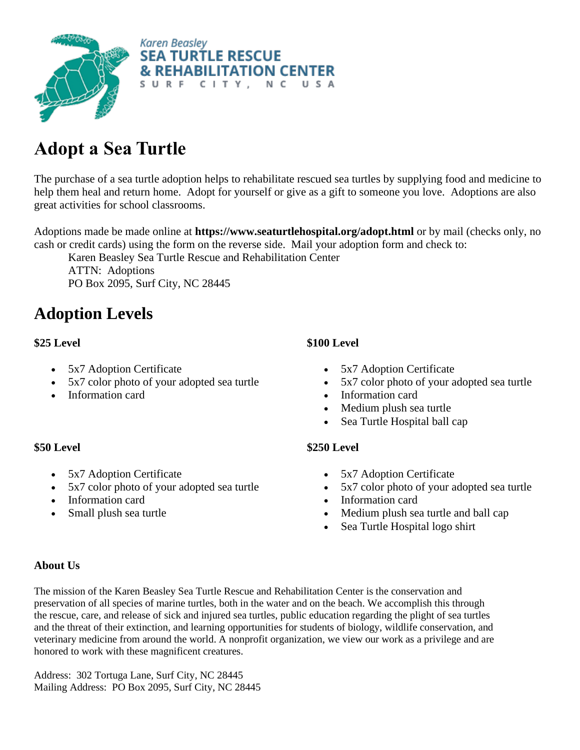Karen Beasley
SEA TURTLE RESCUE
& REHABILITATION CENTER
SURF CITY, NC USA

# Adopt a Sea Turtle

The purchase of a sea turtle adoption helps to rehabilitate rescued sea turtles by supplying food and medicine to help them heal and return home. Adopt for yourself or give as a gift to someone you love. Adoptions are also great activities for school classrooms.

Adoptions made be made online at **https://www.seaturtlehospital.org/adopt.html** or by mail (checks only, no cash or credit cards) using the form on the reverse side. Mail your adoption form and check to:

Karen Beasley Sea Turtle Rescue and Rehabilitation Center
ATTN: Adoptions
PO Box 2095, Surf City, NC 28445

# Adoption Levels

**$25 Level**

- 5x7 Adoption Certificate
- 5x7 color photo of your adopted sea turtle
- Information card

**$50 Level**

- 5x7 Adoption Certificate
- 5x7 color photo of your adopted sea turtle
- Information card
- Small plush sea turtle

**$100 Level**

- 5x7 Adoption Certificate
- 5x7 color photo of your adopted sea turtle
- Information card
- Medium plush sea turtle
- Sea Turtle Hospital ball cap

**$250 Level**

- 5x7 Adoption Certificate
- 5x7 color photo of your adopted sea turtle
- Information card
- Medium plush sea turtle and ball cap
- Sea Turtle Hospital logo shirt

**About Us**

The mission of the Karen Beasley Sea Turtle Rescue and Rehabilitation Center is the conservation and preservation of all species of marine turtles, both in the water and on the beach. We accomplish this through the rescue, care, and release of sick and injured sea turtles, public education regarding the plight of sea turtles and the threat of their extinction, and learning opportunities for students of biology, wildlife conservation, and veterinary medicine from around the world. A nonprofit organization, we view our work as a privilege and are honored to work with these magnificent creatures.

Address: 302 Tortuga Lane, Surf City, NC 28445
Mailing Address: PO Box 2095, Surf City, NC 28445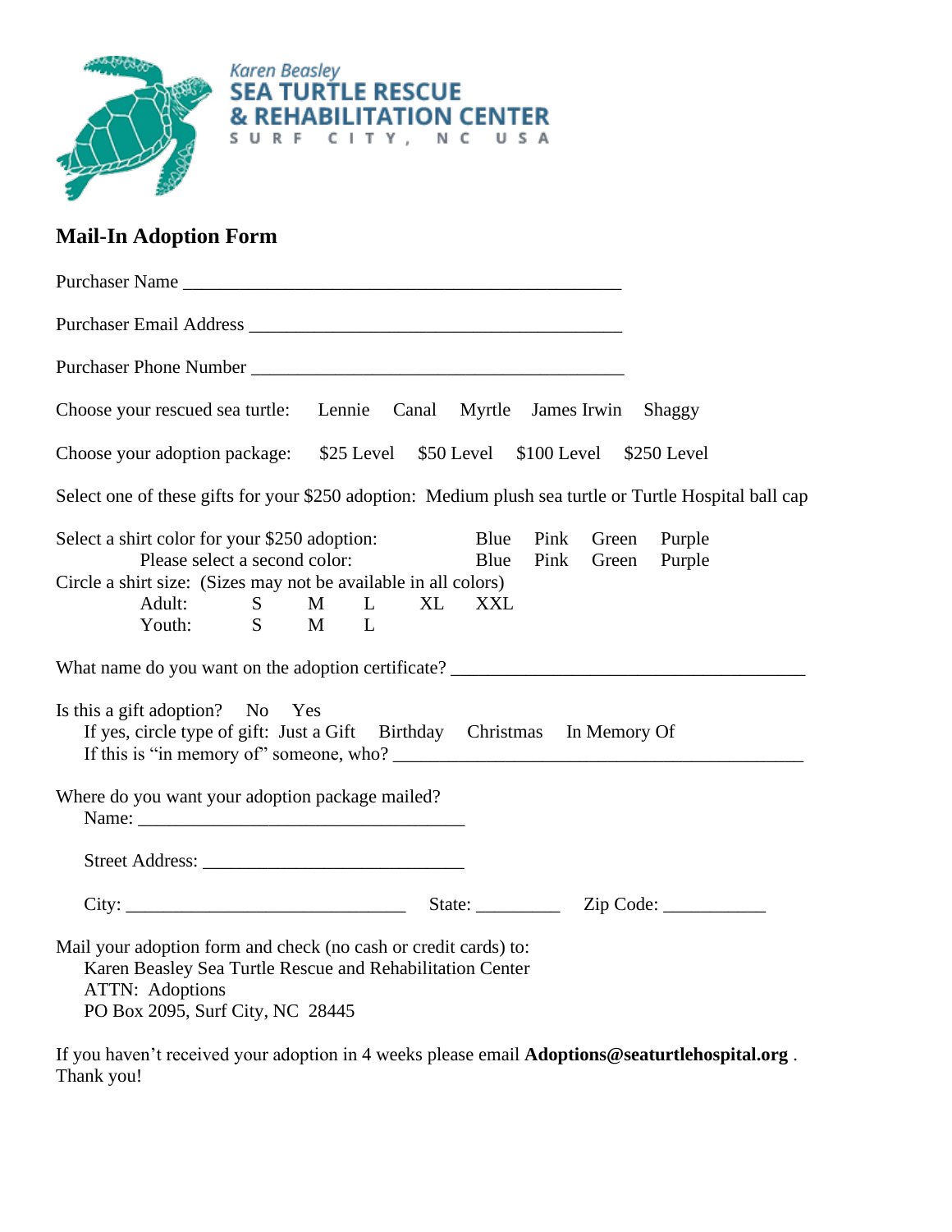Karen Beasley
SEA TURTLE RESCUE
& REHABILITATION CENTER
SURF CITY, NC USA

## Mail-In Adoption Form

Purchaser Name ______________________________________________

Purchaser Email Address ______________________________________

Purchaser Phone Number ______________________________________

Choose your rescued sea turtle: Lennie Canal Myrtle James Irwin Shaggy

Choose your adoption package: $25 Level $50 Level $100 Level $250 Level

Select one of these gifts for your $250 adoption: Medium plush sea turtle or Turtle Hospital ball cap

Select a shirt color for your $250 adoption: Blue Pink Green Purple
Please select a second color: Blue Pink Green Purple

Circle a shirt size: (Sizes may not be available in all colors)
Adult: S M L XL XXL
Youth: S M L

What name do you want on the adoption certificate? ___________________________________

Is this a gift adoption? No Yes
If yes, circle type of gift: Just a Gift Birthday Christmas In Memory Of
If this is "in memory of" someone, who? ____________________________________________

Where do you want your adoption package mailed?
Name: ____________________________________

Street Address: ____________________________

City: ______________________________ State: _________ Zip Code: ___________

Mail your adoption form and check (no cash or credit cards) to:
Karen Beasley Sea Turtle Rescue and Rehabilitation Center
ATTN: Adoptions
PO Box 2095, Surf City, NC 28445

If you haven't received your adoption in 4 weeks please email **Adoptions@seaturtlehospital.org** . Thank you!